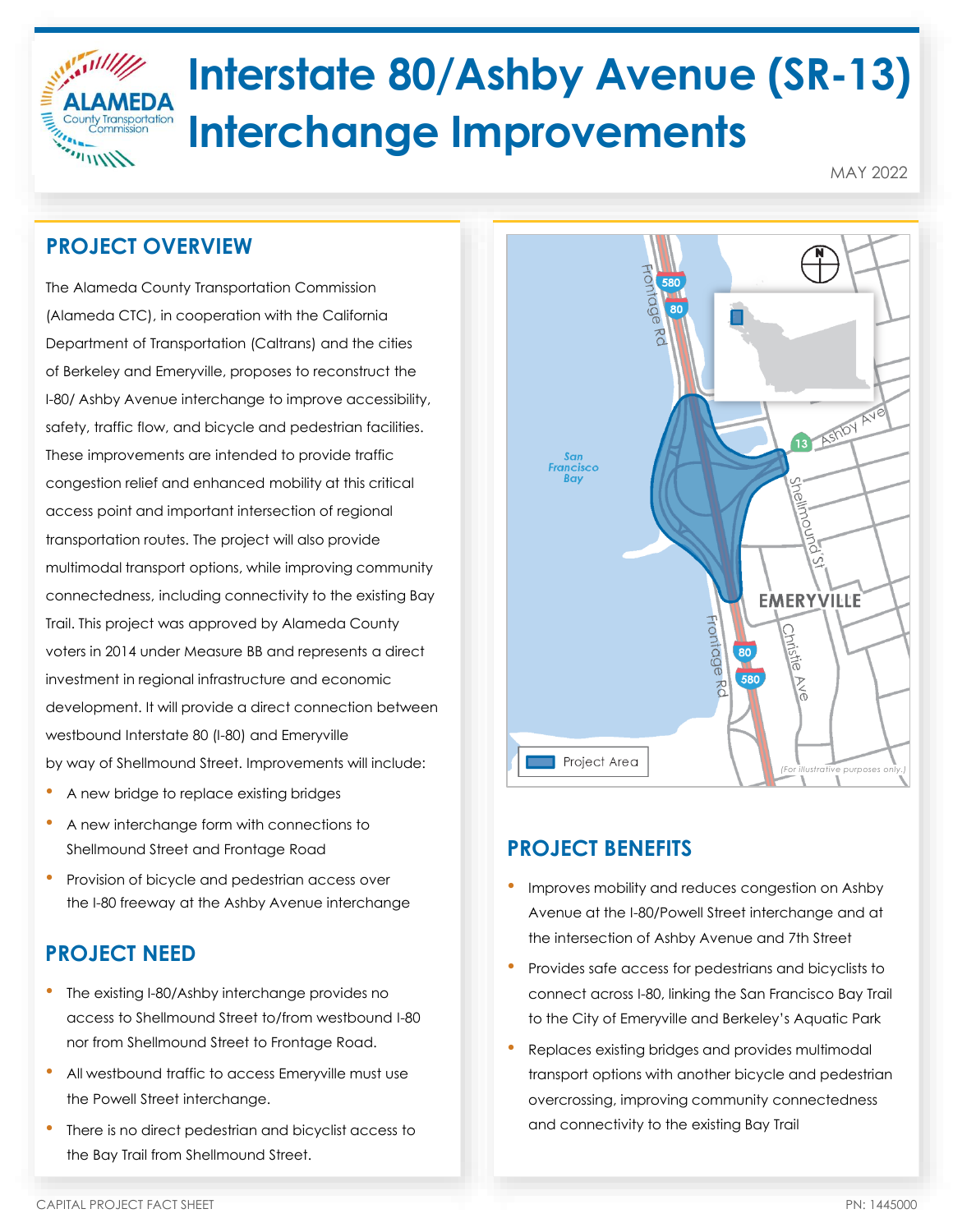# Interstate 80/Ashby Avenue (SR-13) Interchange Improvements

MAY 2022

## PROJECT OVERVIEW

The Alameda County Transportation Commission (Alameda CTC), in cooperation with the California Department of Transportation (Caltrans) and the cities of Berkeley and Emeryville, proposes to reconstruct the I-80/ Ashby Avenue interchange to improve accessibility, safety, traffic flow, and bicycle and pedestrian facilities. These improvements are intended to provide traffic congestion relief and enhanced mobility at this critical access point and important intersection of regional transportation routes. The project will also provide multimodal transport options, while improving community connectedness, including connectivity to the existing Bay Trail. This project was approved by Alameda County voters in 2014 under Measure BB and represents a direct investment in regional infrastructure and economic development. It will provide a direct connection between westbound Interstate 80 (I-80) and Emeryville by way of Shellmound Street. Improvements will include:

- A new bridge to replace existing bridges
- A new interchange form with connections to Shellmound Street and Frontage Road
- Provision of bicycle and pedestrian access over the I-80 freeway at the Ashby Avenue interchange

## PROJECT NEED

- The existing I-80/Ashby interchange provides no access to Shellmound Street to/from westbound I-80 nor from Shellmound Street to Frontage Road.
- All westbound traffic to access Emeryville must use the Powell Street interchange.
- There is no direct pedestrian and bicyclist access to the Bay Trail from Shellmound Street.

## PROJECT BENEFITS

- Improves mobility and reduces congestion on Ashby Avenue at the I-80/Powell Street interchange and at the intersection of Ashby Avenue and 7th Street
- Provides safe access for pedestrians and bicyclists to connect across I-80, linking the San Francisco Bay Trail to the City of Emeryville and Berkeley's Aquatic Park
- Replaces existing bridges and provides multimodal transport options with another bicycle and pedestrian overcrossing, improving community connectedness and connectivity to the existing Bay Trail

CAPITAL PROJECT FACT SHEET

PN: 1445000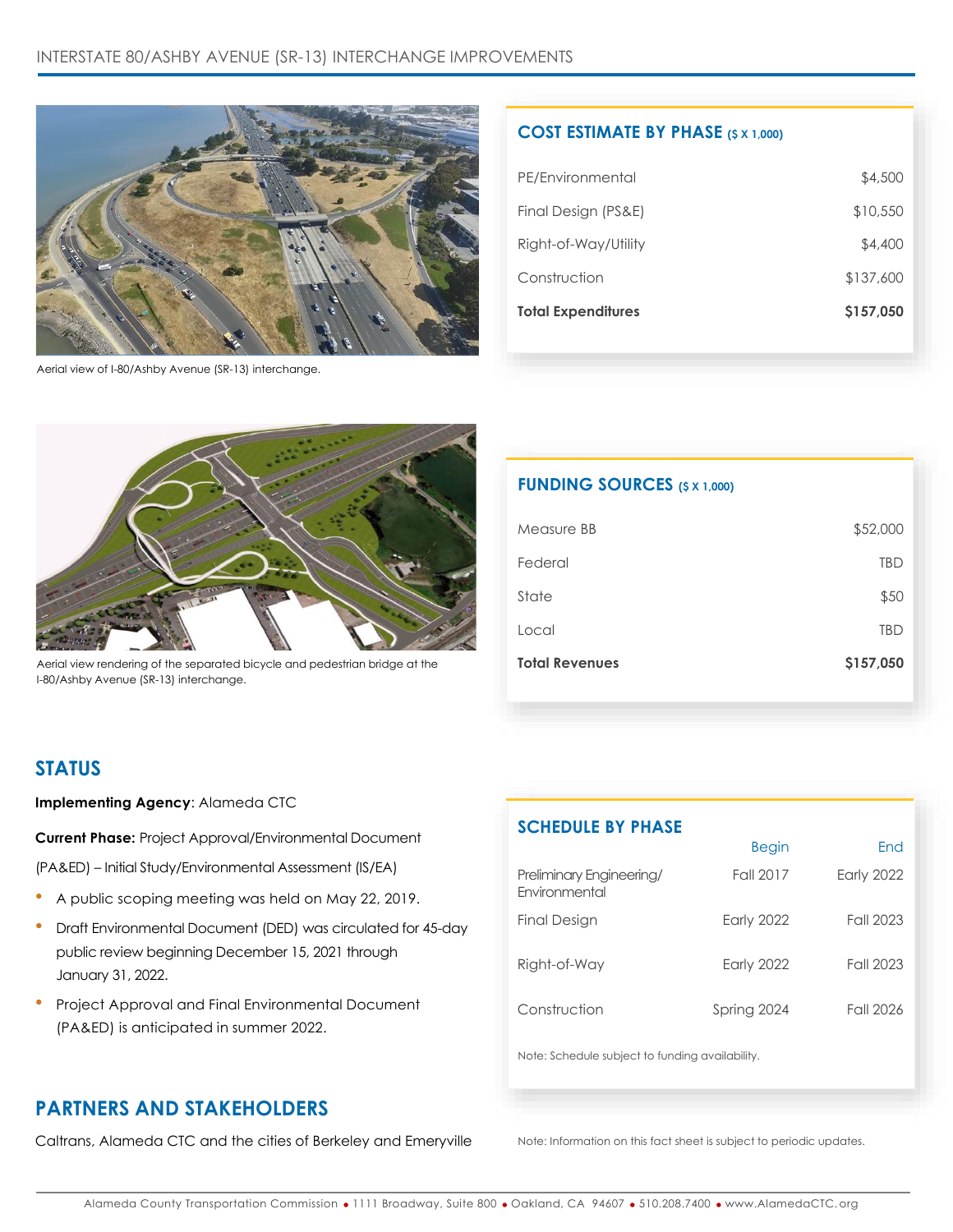Aerial view of I-80/Ashby Avenue (SR-13) interchange.

## COST ESTIMATE BY PHASE ($ x 1,000)

| | |
|---|---|
| PE/Environmental | $4,500 |
| Final Design (PS&E) | $10,550 |
| Right-of-Way/Utility | $4,400 |
| Construction | $137,600 |
| **Total Expenditures** | **$157,050** |

Aerial view rendering of the separated bicycle and pedestrian bridge at the I-80/Ashby Avenue (SR-13) interchange.

## FUNDING SOURCES ($ x 1,000)

| | |
|---|---|
| Measure BB | $52,000 |
| Federal | TBD |
| State | $50 |
| Local | TBD |
| **Total Revenues** | **$157,050** |

## STATUS

**Implementing Agency**: Alameda CTC

**Current Phase:** Project Approval/Environmental Document (PA&ED) – Initial Study/Environmental Assessment (IS/EA)

- A public scoping meeting was held on May 22, 2019.
- Draft Environmental Document (DED) was circulated for 45-day public review beginning December 15, 2021 through January 31, 2022.
- Project Approval and Final Environmental Document (PA&ED) is anticipated in summer 2022.

## SCHEDULE BY PHASE

| | Begin | End |
|---|---|---|
| Preliminary Engineering/ Environmental | Fall 2017 | Early 2022 |
| Final Design | Early 2022 | Fall 2023 |
| Right-of-Way | Early 2022 | Fall 2023 |
| Construction | Spring 2024 | Fall 2026 |

Note: Schedule subject to funding availability.

## PARTNERS AND STAKEHOLDERS

Caltrans, Alameda CTC and the cities of Berkeley and Emeryville

Note: Information on this fact sheet is subject to periodic updates.